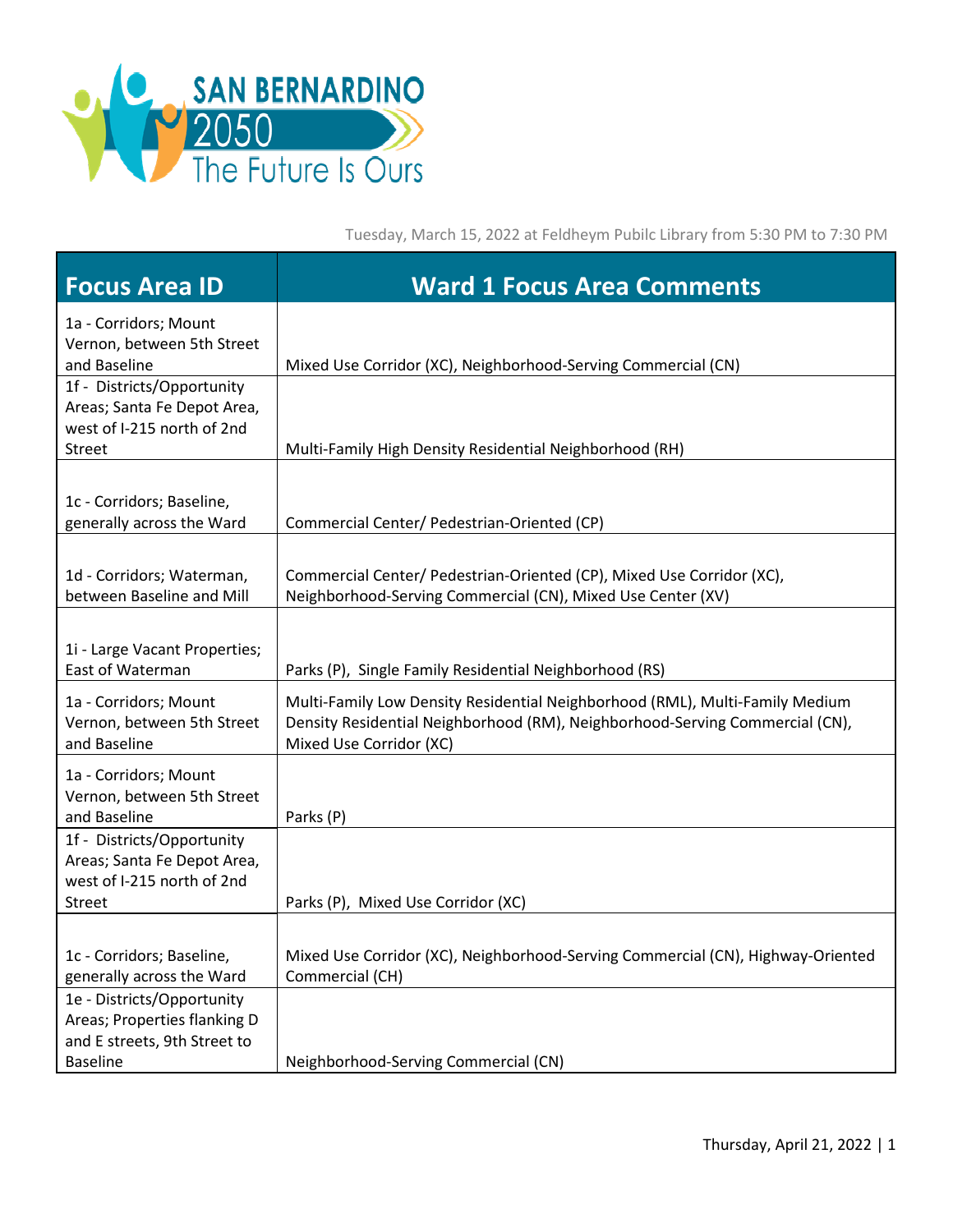SAN BERNARDINO 2050 The Future Is Ours

Tuesday, March 15, 2022 at Feldheym Pubilc Library from 5:30 PM to 7:30 PM

| Focus Area ID | Ward 1 Focus Area Comments |
|---|---|
| 1a - Corridors; Mount Vernon, between 5th Street and Baseline | Mixed Use Corridor (XC), Neighborhood-Serving Commercial (CN) |
| 1f - Districts/Opportunity Areas; Santa Fe Depot Area, west of I-215 north of 2nd Street | Multi-Family High Density Residential Neighborhood (RH) |
| 1c - Corridors; Baseline, generally across the Ward | Commercial Center/ Pedestrian-Oriented (CP) |
| 1d - Corridors; Waterman, between Baseline and Mill | Commercial Center/ Pedestrian-Oriented (CP), Mixed Use Corridor (XC), Neighborhood-Serving Commercial (CN), Mixed Use Center (XV) |
| 1i - Large Vacant Properties; East of Waterman | Parks (P), Single Family Residential Neighborhood (RS) |
| 1a - Corridors; Mount Vernon, between 5th Street and Baseline | Multi-Family Low Density Residential Neighborhood (RML), Multi-Family Medium Density Residential Neighborhood (RM), Neighborhood-Serving Commercial (CN), Mixed Use Corridor (XC) |
| 1a - Corridors; Mount Vernon, between 5th Street and Baseline | Parks (P) |
| 1f - Districts/Opportunity Areas; Santa Fe Depot Area, west of I-215 north of 2nd Street | Parks (P), Mixed Use Corridor (XC) |
| 1c - Corridors; Baseline, generally across the Ward | Mixed Use Corridor (XC), Neighborhood-Serving Commercial (CN), Highway-Oriented Commercial (CH) |
| 1e - Districts/Opportunity Areas; Properties flanking D and E streets, 9th Street to Baseline | Neighborhood-Serving Commercial (CN) |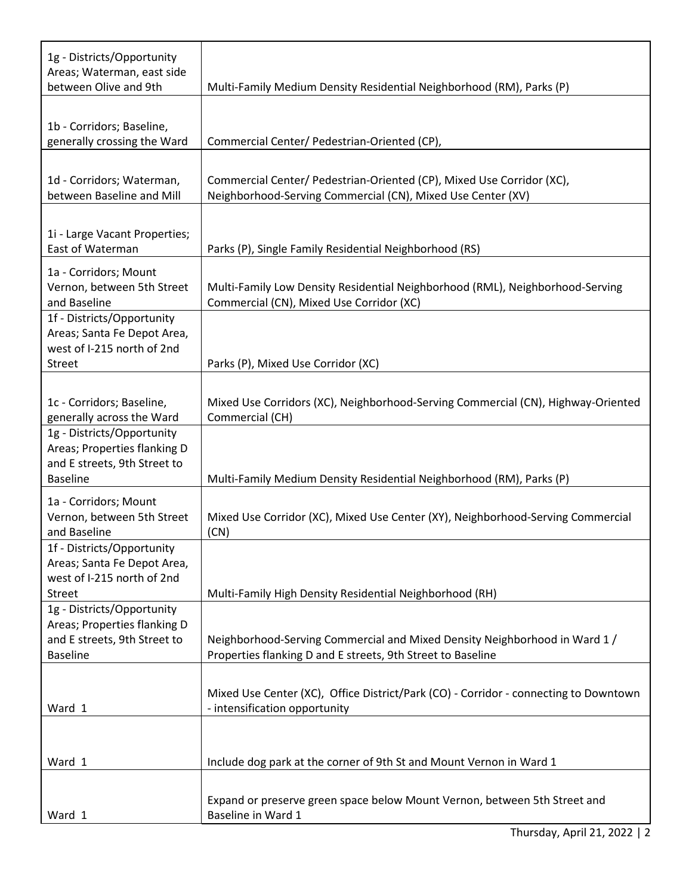| 1g - Districts/Opportunity Areas; Waterman, east side between Olive and 9th | Multi-Family Medium Density Residential Neighborhood (RM), Parks (P) |
|---|---|
| 1b - Corridors; Baseline, generally crossing the Ward | Commercial Center/ Pedestrian-Oriented (CP), |
| 1d - Corridors; Waterman, between Baseline and Mill | Commercial Center/ Pedestrian-Oriented (CP), Mixed Use Corridor (XC), Neighborhood-Serving Commercial (CN), Mixed Use Center (XV) |
| 1i - Large Vacant Properties; East of Waterman | Parks (P), Single Family Residential Neighborhood (RS) |
| 1a - Corridors; Mount Vernon, between 5th Street and Baseline | Multi-Family Low Density Residential Neighborhood (RML), Neighborhood-Serving Commercial (CN), Mixed Use Corridor (XC) |
| 1f - Districts/Opportunity Areas; Santa Fe Depot Area, west of I-215 north of 2nd Street | Parks (P), Mixed Use Corridor (XC) |
| 1c - Corridors; Baseline, generally across the Ward | Mixed Use Corridors (XC), Neighborhood-Serving Commercial (CN), Highway-Oriented Commercial (CH) |
| 1g - Districts/Opportunity Areas; Properties flanking D and E streets, 9th Street to Baseline | Multi-Family Medium Density Residential Neighborhood (RM), Parks (P) |
| 1a - Corridors; Mount Vernon, between 5th Street and Baseline | Mixed Use Corridor (XC), Mixed Use Center (XY), Neighborhood-Serving Commercial (CN) |
| 1f - Districts/Opportunity Areas; Santa Fe Depot Area, west of I-215 north of 2nd Street | Multi-Family High Density Residential Neighborhood (RH) |
| 1g - Districts/Opportunity Areas; Properties flanking D and E streets, 9th Street to Baseline | Neighborhood-Serving Commercial and Mixed Density Neighborhood in Ward 1 / Properties flanking D and E streets, 9th Street to Baseline |
| Ward 1 | Mixed Use Center (XC), Office District/Park (CO) - Corridor - connecting to Downtown - intensification opportunity |
| Ward 1 | Include dog park at the corner of 9th St and Mount Vernon in Ward 1 |
| Ward 1 | Expand or preserve green space below Mount Vernon, between 5th Street and Baseline in Ward 1 |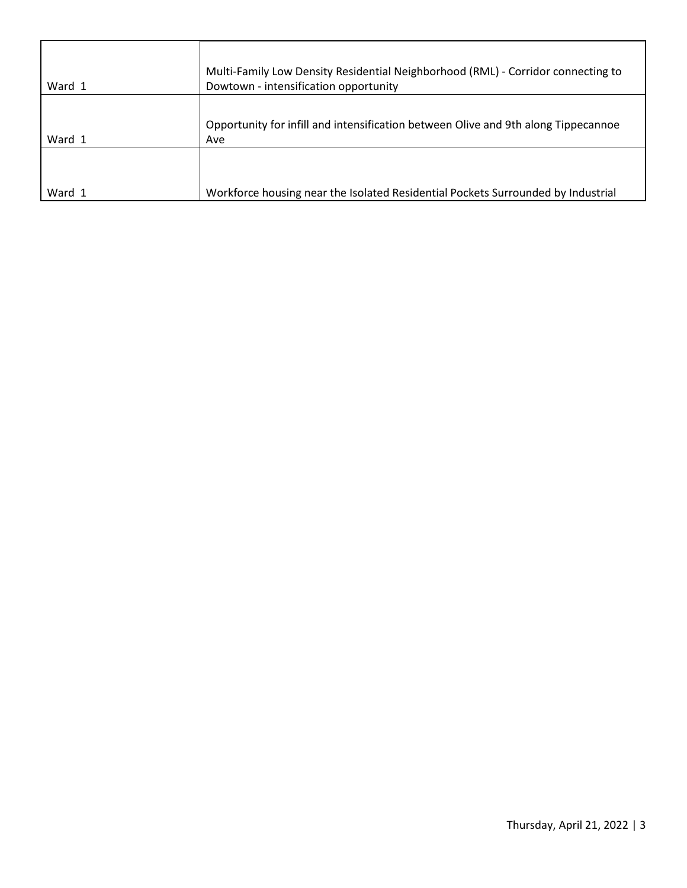| | |
|---|---|
| Ward 1 | Multi-Family Low Density Residential Neighborhood (RML) - Corridor connecting to Dowtown - intensification opportunity |
| Ward 1 | Opportunity for infill and intensification between Olive and 9th along Tippecannoe Ave |
| Ward 1 | Workforce housing near the Isolated Residential Pockets Surrounded by Industrial |